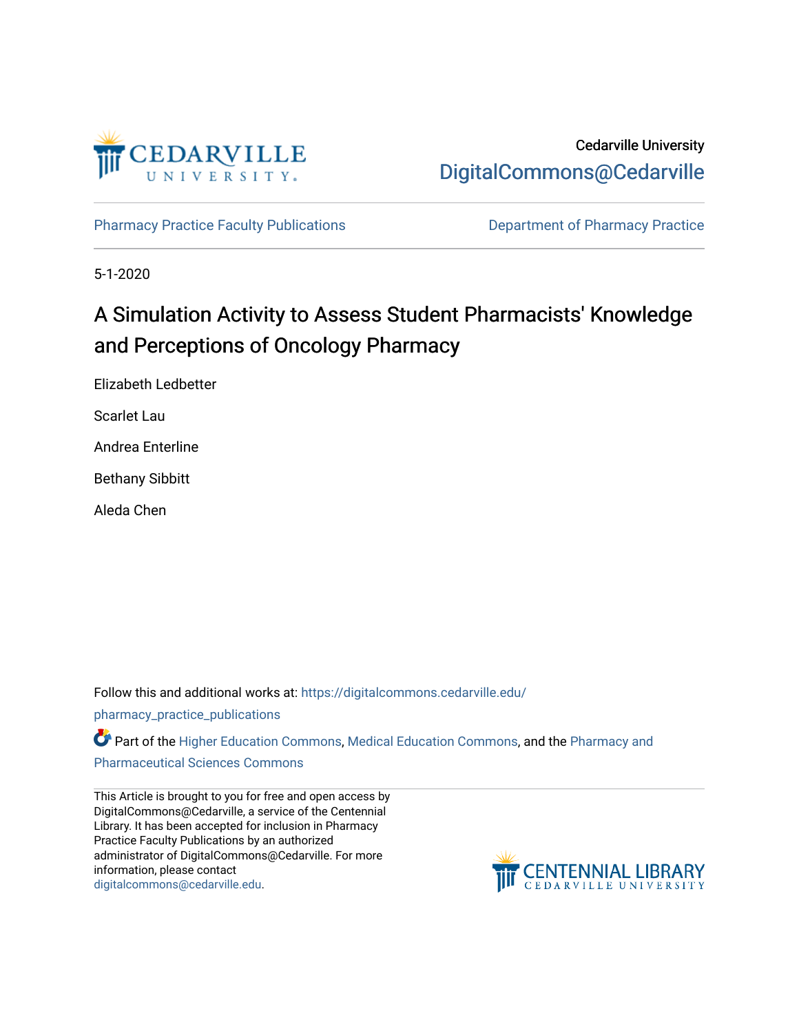Cedarville University

DigitalCommons@Cedarville

Pharmacy Practice Faculty Publications

Department of Pharmacy Practice

5-1-2020

# A Simulation Activity to Assess Student Pharmacists' Knowledge and Perceptions of Oncology Pharmacy

Elizabeth Ledbetter

Scarlet Lau

Andrea Enterline

Bethany Sibbitt

Aleda Chen

Follow this and additional works at: https://digitalcommons.cedarville.edu/pharmacy_practice_publications

Part of the Higher Education Commons, Medical Education Commons, and the Pharmacy and Pharmaceutical Sciences Commons

This Article is brought to you for free and open access by DigitalCommons@Cedarville, a service of the Centennial Library. It has been accepted for inclusion in Pharmacy Practice Faculty Publications by an authorized administrator of DigitalCommons@Cedarville. For more information, please contact digitalcommons@cedarville.edu.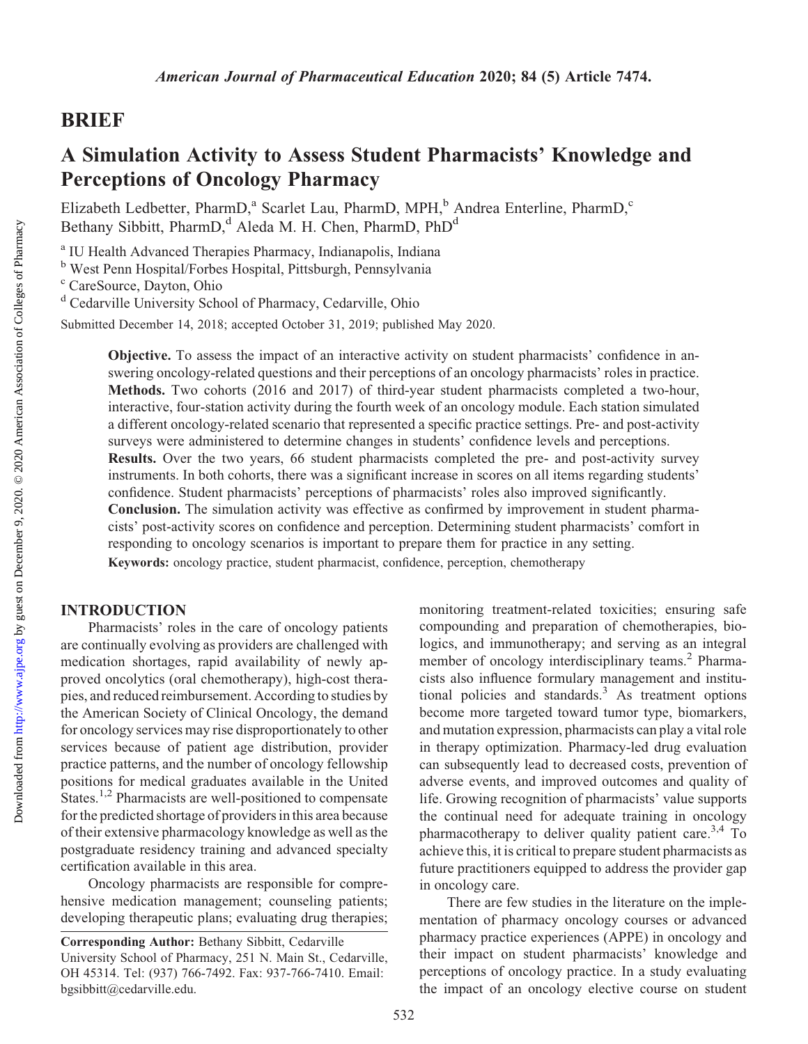## BRIEF

# A Simulation Activity to Assess Student Pharmacists' Knowledge and Perceptions of Oncology Pharmacy

Elizabeth Ledbetter, PharmD,[a] Scarlet Lau, PharmD, MPH,[b] Andrea Enterline, PharmD,[c] Bethany Sibbitt, PharmD,[d] Aleda M. H. Chen, PharmD, PhD[d]

[a] IU Health Advanced Therapies Pharmacy, Indianapolis, Indiana
[b] West Penn Hospital/Forbes Hospital, Pittsburgh, Pennsylvania
[c] CareSource, Dayton, Ohio
[d] Cedarville University School of Pharmacy, Cedarville, Ohio

Submitted December 14, 2018; accepted October 31, 2019; published May 2020.

**Objective.** To assess the impact of an interactive activity on student pharmacists' confidence in answering oncology-related questions and their perceptions of an oncology pharmacists' roles in practice.
**Methods.** Two cohorts (2016 and 2017) of third-year student pharmacists completed a two-hour, interactive, four-station activity during the fourth week of an oncology module. Each station simulated a different oncology-related scenario that represented a specific practice settings. Pre- and post-activity surveys were administered to determine changes in students' confidence levels and perceptions.
**Results.** Over the two years, 66 student pharmacists completed the pre- and post-activity survey instruments. In both cohorts, there was a significant increase in scores on all items regarding students' confidence. Student pharmacists' perceptions of pharmacists' roles also improved significantly.
**Conclusion.** The simulation activity was effective as confirmed by improvement in student pharmacists' post-activity scores on confidence and perception. Determining student pharmacists' comfort in responding to oncology scenarios is important to prepare them for practice in any setting.
**Keywords:** oncology practice, student pharmacist, confidence, perception, chemotherapy

## INTRODUCTION

Pharmacists' roles in the care of oncology patients are continually evolving as providers are challenged with medication shortages, rapid availability of newly approved oncolytics (oral chemotherapy), high-cost therapies, and reduced reimbursement. According to studies by the American Society of Clinical Oncology, the demand for oncology services may rise disproportionately to other services because of patient age distribution, provider practice patterns, and the number of oncology fellowship positions for medical graduates available in the United States.[1,2] Pharmacists are well-positioned to compensate for the predicted shortage of providers in this area because of their extensive pharmacology knowledge as well as the postgraduate residency training and advanced specialty certification available in this area.

Oncology pharmacists are responsible for comprehensive medication management; counseling patients; developing therapeutic plans; evaluating drug therapies; monitoring treatment-related toxicities; ensuring safe compounding and preparation of chemotherapies, biologics, and immunotherapy; and serving as an integral member of oncology interdisciplinary teams.[2] Pharmacists also influence formulary management and institutional policies and standards.[3] As treatment options become more targeted toward tumor type, biomarkers, and mutation expression, pharmacists can play a vital role in therapy optimization. Pharmacy-led drug evaluation can subsequently lead to decreased costs, prevention of adverse events, and improved outcomes and quality of life. Growing recognition of pharmacists' value supports the continual need for adequate training in oncology pharmacotherapy to deliver quality patient care.[3,4] To achieve this, it is critical to prepare student pharmacists as future practitioners equipped to address the provider gap in oncology care.

There are few studies in the literature on the implementation of pharmacy oncology courses or advanced pharmacy practice experiences (APPE) in oncology and their impact on student pharmacists' knowledge and perceptions of oncology practice. In a study evaluating the impact of an oncology elective course on student

**Corresponding Author:** Bethany Sibbitt, Cedarville University School of Pharmacy, 251 N. Main St., Cedarville, OH 45314. Tel: (937) 766-7492. Fax: 937-766-7410. Email: bgsibbitt@cedarville.edu.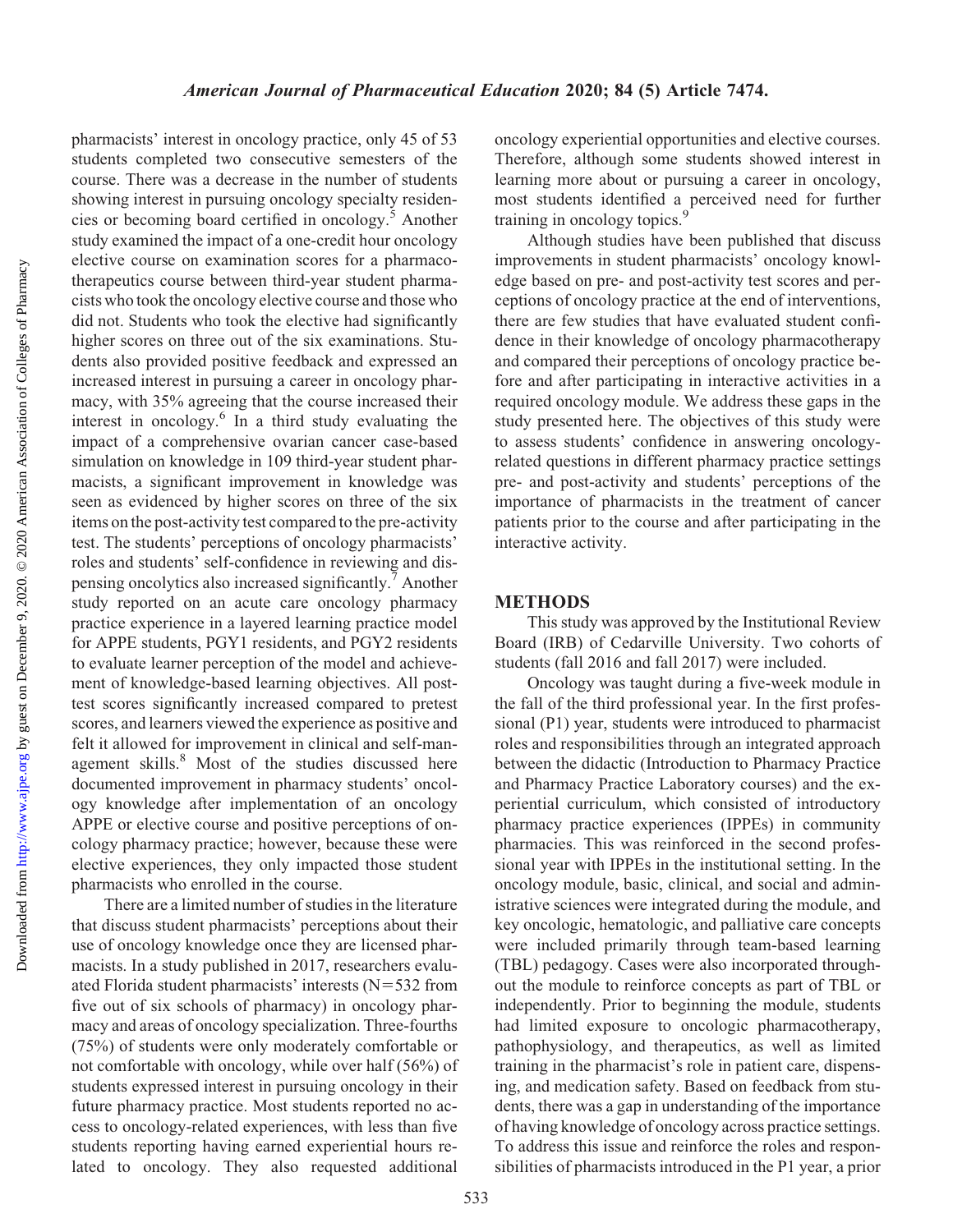pharmacists' interest in oncology practice, only 45 of 53 students completed two consecutive semesters of the course. There was a decrease in the number of students showing interest in pursuing oncology specialty residencies or becoming board certified in oncology.[5] Another study examined the impact of a one-credit hour oncology elective course on examination scores for a pharmacotherapeutics course between third-year student pharmacists who took the oncology elective course and those who did not. Students who took the elective had significantly higher scores on three out of the six examinations. Students also provided positive feedback and expressed an increased interest in pursuing a career in oncology pharmacy, with 35% agreeing that the course increased their interest in oncology.[6] In a third study evaluating the impact of a comprehensive ovarian cancer case-based simulation on knowledge in 109 third-year student pharmacists, a significant improvement in knowledge was seen as evidenced by higher scores on three of the six items on the post-activity test compared to the pre-activity test. The students' perceptions of oncology pharmacists' roles and students' self-confidence in reviewing and dispensing oncolytics also increased significantly.[7] Another study reported on an acute care oncology pharmacy practice experience in a layered learning practice model for APPE students, PGY1 residents, and PGY2 residents to evaluate learner perception of the model and achievement of knowledge-based learning objectives. All posttest scores significantly increased compared to pretest scores, and learners viewed the experience as positive and felt it allowed for improvement in clinical and self-management skills.[8] Most of the studies discussed here documented improvement in pharmacy students' oncology knowledge after implementation of an oncology APPE or elective course and positive perceptions of oncology pharmacy practice; however, because these were elective experiences, they only impacted those student pharmacists who enrolled in the course.

There are a limited number of studies in the literature that discuss student pharmacists' perceptions about their use of oncology knowledge once they are licensed pharmacists. In a study published in 2017, researchers evaluated Florida student pharmacists' interests (N=532 from five out of six schools of pharmacy) in oncology pharmacy and areas of oncology specialization. Three-fourths (75%) of students were only moderately comfortable or not comfortable with oncology, while over half (56%) of students expressed interest in pursuing oncology in their future pharmacy practice. Most students reported no access to oncology-related experiences, with less than five students reporting having earned experiential hours related to oncology. They also requested additional oncology experiential opportunities and elective courses. Therefore, although some students showed interest in learning more about or pursuing a career in oncology, most students identified a perceived need for further training in oncology topics.[9]

Although studies have been published that discuss improvements in student pharmacists' oncology knowledge based on pre- and post-activity test scores and perceptions of oncology practice at the end of interventions, there are few studies that have evaluated student confidence in their knowledge of oncology pharmacotherapy and compared their perceptions of oncology practice before and after participating in interactive activities in a required oncology module. We address these gaps in the study presented here. The objectives of this study were to assess students' confidence in answering oncology-related questions in different pharmacy practice settings pre- and post-activity and students' perceptions of the importance of pharmacists in the treatment of cancer patients prior to the course and after participating in the interactive activity.

## METHODS

This study was approved by the Institutional Review Board (IRB) of Cedarville University. Two cohorts of students (fall 2016 and fall 2017) were included.

Oncology was taught during a five-week module in the fall of the third professional year. In the first professional (P1) year, students were introduced to pharmacist roles and responsibilities through an integrated approach between the didactic (Introduction to Pharmacy Practice and Pharmacy Practice Laboratory courses) and the experiential curriculum, which consisted of introductory pharmacy practice experiences (IPPEs) in community pharmacies. This was reinforced in the second professional year with IPPEs in the institutional setting. In the oncology module, basic, clinical, and social and administrative sciences were integrated during the module, and key oncologic, hematologic, and palliative care concepts were included primarily through team-based learning (TBL) pedagogy. Cases were also incorporated throughout the module to reinforce concepts as part of TBL or independently. Prior to beginning the module, students had limited exposure to oncologic pharmacotherapy, pathophysiology, and therapeutics, as well as limited training in the pharmacist's role in patient care, dispensing, and medication safety. Based on feedback from students, there was a gap in understanding of the importance of having knowledge of oncology across practice settings. To address this issue and reinforce the roles and responsibilities of pharmacists introduced in the P1 year, a prior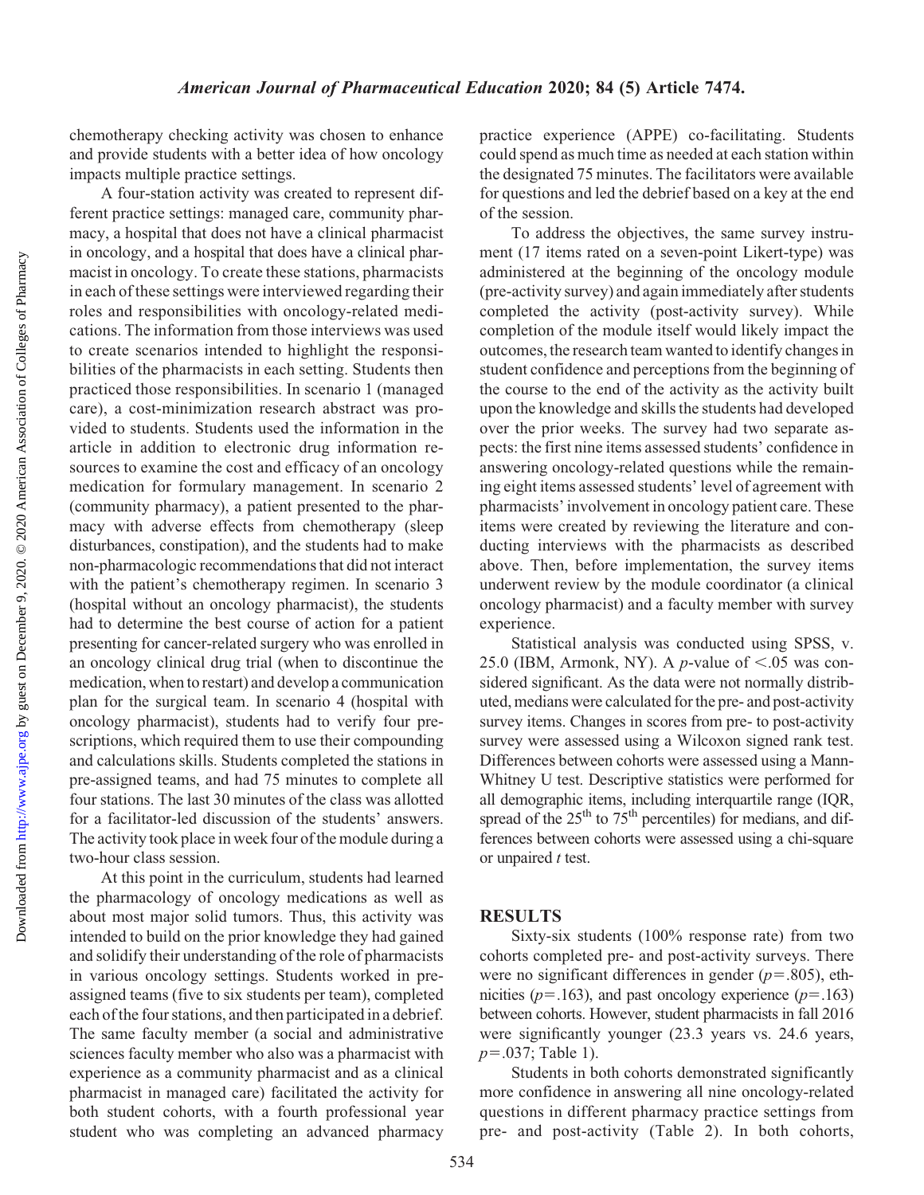chemotherapy checking activity was chosen to enhance and provide students with a better idea of how oncology impacts multiple practice settings.

A four-station activity was created to represent different practice settings: managed care, community pharmacy, a hospital that does not have a clinical pharmacist in oncology, and a hospital that does have a clinical pharmacist in oncology. To create these stations, pharmacists in each of these settings were interviewed regarding their roles and responsibilities with oncology-related medications. The information from those interviews was used to create scenarios intended to highlight the responsibilities of the pharmacists in each setting. Students then practiced those responsibilities. In scenario 1 (managed care), a cost-minimization research abstract was provided to students. Students used the information in the article in addition to electronic drug information resources to examine the cost and efficacy of an oncology medication for formulary management. In scenario 2 (community pharmacy), a patient presented to the pharmacy with adverse effects from chemotherapy (sleep disturbances, constipation), and the students had to make non-pharmacologic recommendations that did not interact with the patient's chemotherapy regimen. In scenario 3 (hospital without an oncology pharmacist), the students had to determine the best course of action for a patient presenting for cancer-related surgery who was enrolled in an oncology clinical drug trial (when to discontinue the medication, when to restart) and develop a communication plan for the surgical team. In scenario 4 (hospital with oncology pharmacist), students had to verify four prescriptions, which required them to use their compounding and calculations skills. Students completed the stations in pre-assigned teams, and had 75 minutes to complete all four stations. The last 30 minutes of the class was allotted for a facilitator-led discussion of the students' answers. The activity took place in week four of the module during a two-hour class session.

At this point in the curriculum, students had learned the pharmacology of oncology medications as well as about most major solid tumors. Thus, this activity was intended to build on the prior knowledge they had gained and solidify their understanding of the role of pharmacists in various oncology settings. Students worked in pre-assigned teams (five to six students per team), completed each of the four stations, and then participated in a debrief. The same faculty member (a social and administrative sciences faculty member who also was a pharmacist with experience as a community pharmacist and as a clinical pharmacist in managed care) facilitated the activity for both student cohorts, with a fourth professional year student who was completing an advanced pharmacy practice experience (APPE) co-facilitating. Students could spend as much time as needed at each station within the designated 75 minutes. The facilitators were available for questions and led the debrief based on a key at the end of the session.

To address the objectives, the same survey instrument (17 items rated on a seven-point Likert-type) was administered at the beginning of the oncology module (pre-activity survey) and again immediately after students completed the activity (post-activity survey). While completion of the module itself would likely impact the outcomes, the research team wanted to identify changes in student confidence and perceptions from the beginning of the course to the end of the activity as the activity built upon the knowledge and skills the students had developed over the prior weeks. The survey had two separate aspects: the first nine items assessed students' confidence in answering oncology-related questions while the remaining eight items assessed students' level of agreement with pharmacists' involvement in oncology patient care. These items were created by reviewing the literature and conducting interviews with the pharmacists as described above. Then, before implementation, the survey items underwent review by the module coordinator (a clinical oncology pharmacist) and a faculty member with survey experience.

Statistical analysis was conducted using SPSS, v. 25.0 (IBM, Armonk, NY). A *p*-value of $<.05$ was considered significant. As the data were not normally distributed, medians were calculated for the pre- and post-activity survey items. Changes in scores from pre- to post-activity survey were assessed using a Wilcoxon signed rank test. Differences between cohorts were assessed using a Mann-Whitney U test. Descriptive statistics were performed for all demographic items, including interquartile range (IQR, spread of the $25^{th}$ to $75^{th}$ percentiles) for medians, and differences between cohorts were assessed using a chi-square or unpaired *t* test.

## RESULTS

Sixty-six students (100% response rate) from two cohorts completed pre- and post-activity surveys. There were no significant differences in gender ($p=.805$), ethnicities ($p=.163$), and past oncology experience ($p=.163$) between cohorts. However, student pharmacists in fall 2016 were significantly younger (23.3 years vs. 24.6 years, $p=.037$; Table 1).

Students in both cohorts demonstrated significantly more confidence in answering all nine oncology-related questions in different pharmacy practice settings from pre- and post-activity (Table 2). In both cohorts,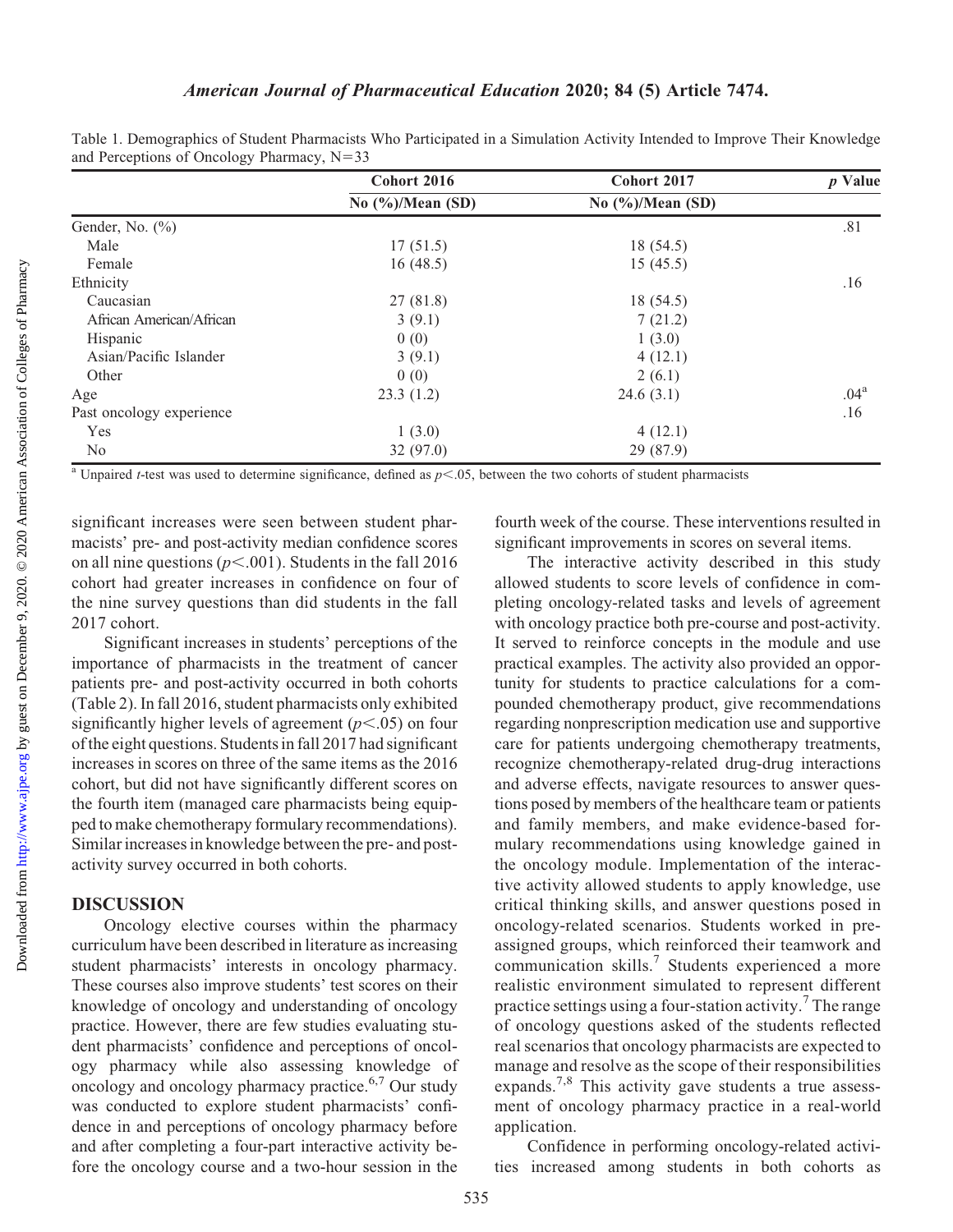Table 1. Demographics of Student Pharmacists Who Participated in a Simulation Activity Intended to Improve Their Knowledge and Perceptions of Oncology Pharmacy, N=33

| | Cohort 2016 | Cohort 2017 | *p* Value |
|---|---|---|---|
| | No (%)/Mean (SD) | No (%)/Mean (SD) | |
| Gender, No. (%) | | | .81 |
| Male | 17 (51.5) | 18 (54.5) | |
| Female | 16 (48.5) | 15 (45.5) | |
| Ethnicity | | | .16 |
| Caucasian | 27 (81.8) | 18 (54.5) | |
| African American/African | 3 (9.1) | 7 (21.2) | |
| Hispanic | 0 (0) | 1 (3.0) | |
| Asian/Pacific Islander | 3 (9.1) | 4 (12.1) | |
| Other | 0 (0) | 2 (6.1) | |
| Age | 23.3 (1.2) | 24.6 (3.1) | .04[a] |
| Past oncology experience | | | .16 |
| Yes | 1 (3.0) | 4 (12.1) | |
| No | 32 (97.0) | 29 (87.9) | |

[a] Unpaired *t*-test was used to determine significance, defined as $p<.05$, between the two cohorts of student pharmacists

significant increases were seen between student pharmacists' pre- and post-activity median confidence scores on all nine questions ($p<.001$). Students in the fall 2016 cohort had greater increases in confidence on four of the nine survey questions than did students in the fall 2017 cohort.

Significant increases in students' perceptions of the importance of pharmacists in the treatment of cancer patients pre- and post-activity occurred in both cohorts (Table 2). In fall 2016, student pharmacists only exhibited significantly higher levels of agreement ($p<.05$) on four of the eight questions. Students in fall 2017 had significant increases in scores on three of the same items as the 2016 cohort, but did not have significantly different scores on the fourth item (managed care pharmacists being equipped to make chemotherapy formulary recommendations). Similar increases in knowledge between the pre- and post-activity survey occurred in both cohorts.

## DISCUSSION

Oncology elective courses within the pharmacy curriculum have been described in literature as increasing student pharmacists' interests in oncology pharmacy. These courses also improve students' test scores on their knowledge of oncology and understanding of oncology practice. However, there are few studies evaluating student pharmacists' confidence and perceptions of oncology pharmacy while also assessing knowledge of oncology and oncology pharmacy practice.[6,7] Our study was conducted to explore student pharmacists' confidence in and perceptions of oncology pharmacy before and after completing a four-part interactive activity before the oncology course and a two-hour session in the fourth week of the course. These interventions resulted in significant improvements in scores on several items.

The interactive activity described in this study allowed students to score levels of confidence in completing oncology-related tasks and levels of agreement with oncology practice both pre-course and post-activity. It served to reinforce concepts in the module and use practical examples. The activity also provided an opportunity for students to practice calculations for a compounded chemotherapy product, give recommendations regarding nonprescription medication use and supportive care for patients undergoing chemotherapy treatments, recognize chemotherapy-related drug-drug interactions and adverse effects, navigate resources to answer questions posed by members of the healthcare team or patients and family members, and make evidence-based formulary recommendations using knowledge gained in the oncology module. Implementation of the interactive activity allowed students to apply knowledge, use critical thinking skills, and answer questions posed in oncology-related scenarios. Students worked in pre-assigned groups, which reinforced their teamwork and communication skills.[7] Students experienced a more realistic environment simulated to represent different practice settings using a four-station activity.[7] The range of oncology questions asked of the students reflected real scenarios that oncology pharmacists are expected to manage and resolve as the scope of their responsibilities expands.[7,8] This activity gave students a true assessment of oncology pharmacy practice in a real-world application.

Confidence in performing oncology-related activities increased among students in both cohorts as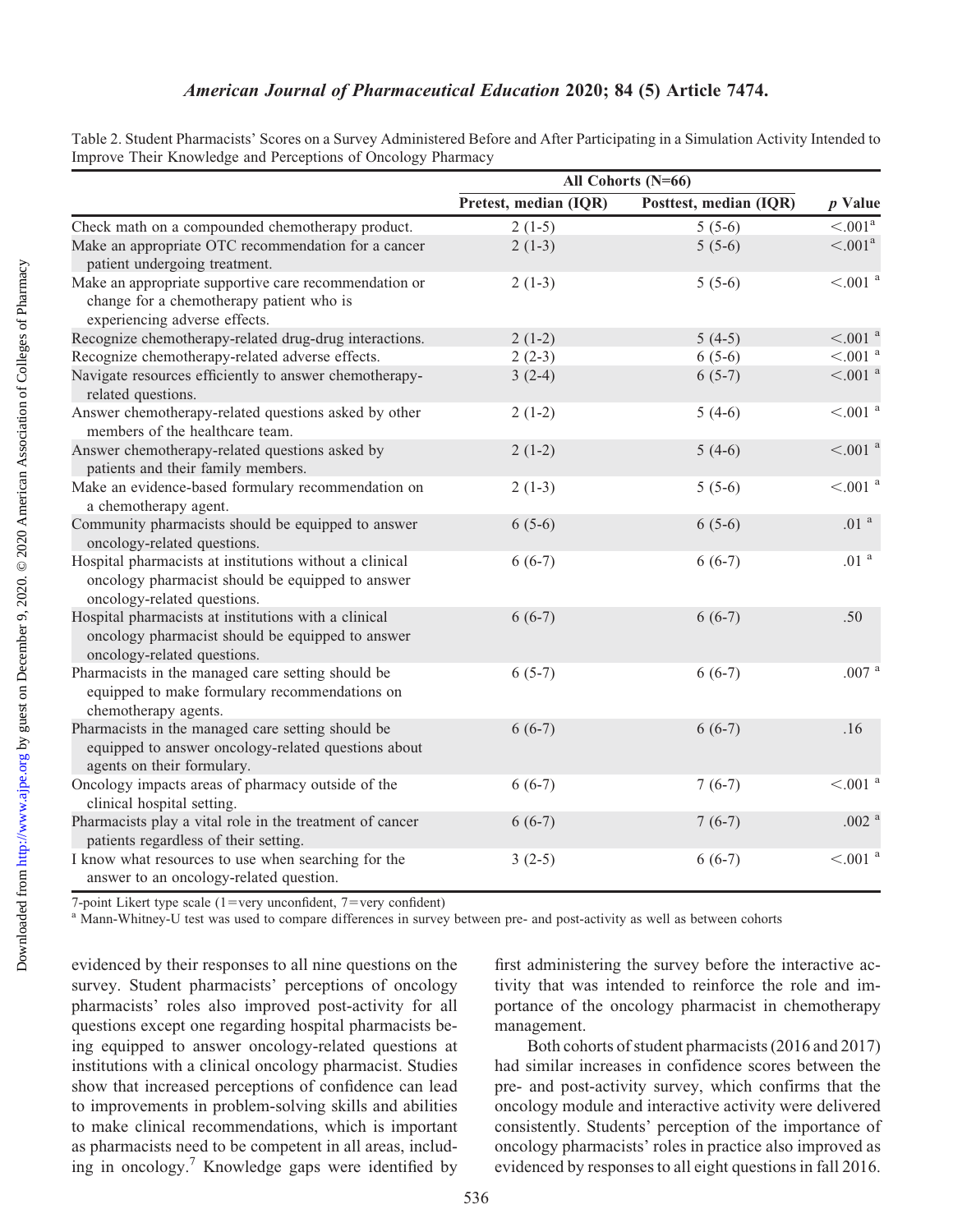Table 2. Student Pharmacists' Scores on a Survey Administered Before and After Participating in a Simulation Activity Intended to Improve Their Knowledge and Perceptions of Oncology Pharmacy

| | All Cohorts (N=66) | | |
|---|---|---|---|
| | Pretest, median (IQR) | Posttest, median (IQR) | *p* Value |
| Check math on a compounded chemotherapy product. | 2 (1-5) | 5 (5-6) | <.001[a] |
| Make an appropriate OTC recommendation for a cancer patient undergoing treatment. | 2 (1-3) | 5 (5-6) | <.001[a] |
| Make an appropriate supportive care recommendation or change for a chemotherapy patient who is experiencing adverse effects. | 2 (1-3) | 5 (5-6) | <.001[a] |
| Recognize chemotherapy-related drug-drug interactions. | 2 (1-2) | 5 (4-5) | <.001[a] |
| Recognize chemotherapy-related adverse effects. | 2 (2-3) | 6 (5-6) | <.001[a] |
| Navigate resources efficiently to answer chemotherapy-related questions. | 3 (2-4) | 6 (5-7) | <.001[a] |
| Answer chemotherapy-related questions asked by other members of the healthcare team. | 2 (1-2) | 5 (4-6) | <.001[a] |
| Answer chemotherapy-related questions asked by patients and their family members. | 2 (1-2) | 5 (4-6) | <.001[a] |
| Make an evidence-based formulary recommendation on a chemotherapy agent. | 2 (1-3) | 5 (5-6) | <.001[a] |
| Community pharmacists should be equipped to answer oncology-related questions. | 6 (5-6) | 6 (5-6) | .01[a] |
| Hospital pharmacists at institutions without a clinical oncology pharmacist should be equipped to answer oncology-related questions. | 6 (6-7) | 6 (6-7) | .01[a] |
| Hospital pharmacists at institutions with a clinical oncology pharmacist should be equipped to answer oncology-related questions. | 6 (6-7) | 6 (6-7) | .50 |
| Pharmacists in the managed care setting should be equipped to make formulary recommendations on chemotherapy agents. | 6 (5-7) | 6 (6-7) | .007[a] |
| Pharmacists in the managed care setting should be equipped to answer oncology-related questions about agents on their formulary. | 6 (6-7) | 6 (6-7) | .16 |
| Oncology impacts areas of pharmacy outside of the clinical hospital setting. | 6 (6-7) | 7 (6-7) | <.001[a] |
| Pharmacists play a vital role in the treatment of cancer patients regardless of their setting. | 6 (6-7) | 7 (6-7) | .002[a] |
| I know what resources to use when searching for the answer to an oncology-related question. | 3 (2-5) | 6 (6-7) | <.001[a] |

7-point Likert type scale (1=very unconfident, 7=very confident)

[a] Mann-Whitney-U test was used to compare differences in survey between pre- and post-activity as well as between cohorts

evidenced by their responses to all nine questions on the survey. Student pharmacists' perceptions of oncology pharmacists' roles also improved post-activity for all questions except one regarding hospital pharmacists being equipped to answer oncology-related questions at institutions with a clinical oncology pharmacist. Studies show that increased perceptions of confidence can lead to improvements in problem-solving skills and abilities to make clinical recommendations, which is important as pharmacists need to be competent in all areas, including in oncology.[7] Knowledge gaps were identified by first administering the survey before the interactive activity that was intended to reinforce the role and importance of the oncology pharmacist in chemotherapy management.

Both cohorts of student pharmacists (2016 and 2017) had similar increases in confidence scores between the pre- and post-activity survey, which confirms that the oncology module and interactive activity were delivered consistently. Students' perception of the importance of oncology pharmacists' roles in practice also improved as evidenced by responses to all eight questions in fall 2016.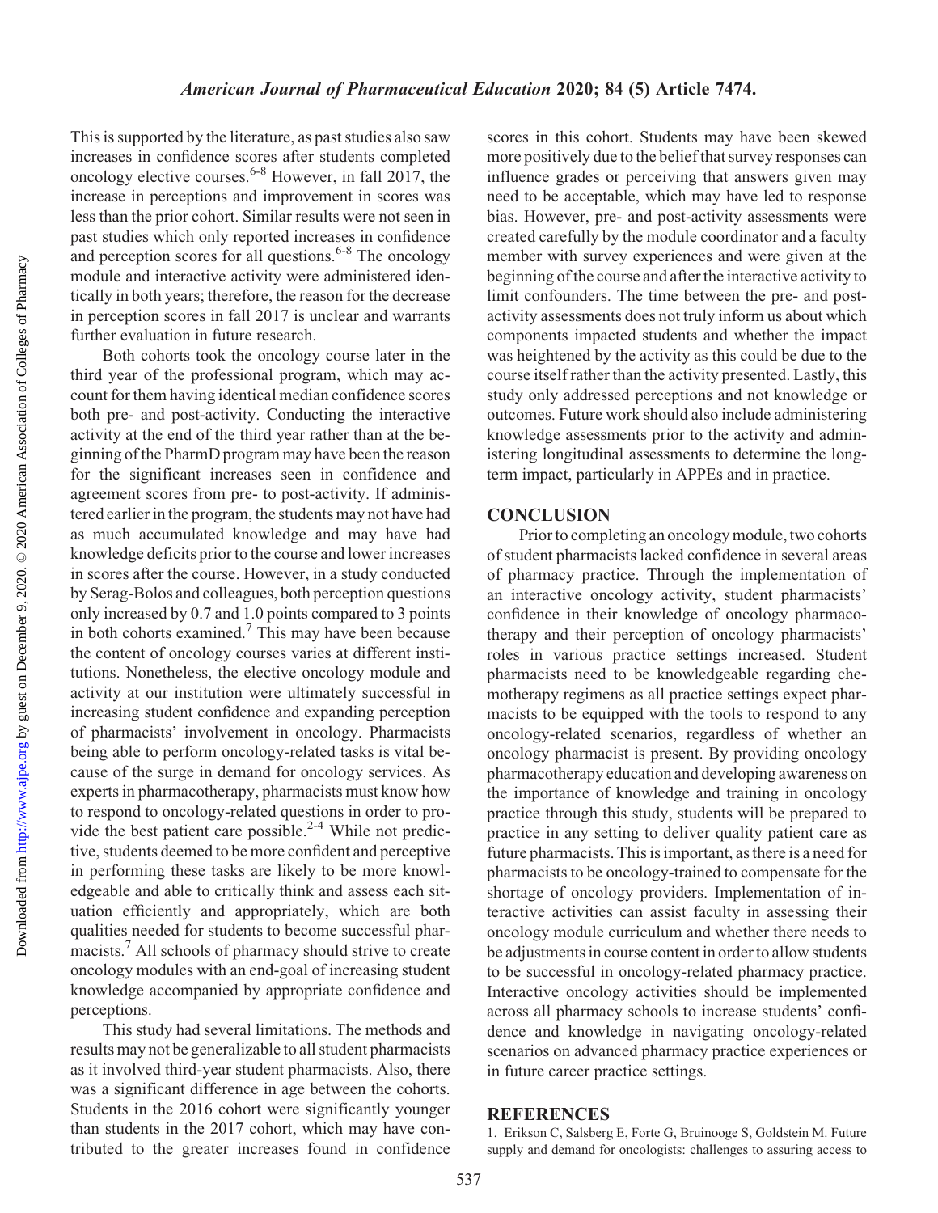This is supported by the literature, as past studies also saw increases in confidence scores after students completed oncology elective courses.[6-8] However, in fall 2017, the increase in perceptions and improvement in scores was less than the prior cohort. Similar results were not seen in past studies which only reported increases in confidence and perception scores for all questions.[6-8] The oncology module and interactive activity were administered identically in both years; therefore, the reason for the decrease in perception scores in fall 2017 is unclear and warrants further evaluation in future research.

Both cohorts took the oncology course later in the third year of the professional program, which may account for them having identical median confidence scores both pre- and post-activity. Conducting the interactive activity at the end of the third year rather than at the beginning of the PharmD program may have been the reason for the significant increases seen in confidence and agreement scores from pre- to post-activity. If administered earlier in the program, the students may not have had as much accumulated knowledge and may have had knowledge deficits prior to the course and lower increases in scores after the course. However, in a study conducted by Serag-Bolos and colleagues, both perception questions only increased by 0.7 and 1.0 points compared to 3 points in both cohorts examined.[7] This may have been because the content of oncology courses varies at different institutions. Nonetheless, the elective oncology module and activity at our institution were ultimately successful in increasing student confidence and expanding perception of pharmacists' involvement in oncology. Pharmacists being able to perform oncology-related tasks is vital because of the surge in demand for oncology services. As experts in pharmacotherapy, pharmacists must know how to respond to oncology-related questions in order to provide the best patient care possible.[2-4] While not predictive, students deemed to be more confident and perceptive in performing these tasks are likely to be more knowledgeable and able to critically think and assess each situation efficiently and appropriately, which are both qualities needed for students to become successful pharmacists.[7] All schools of pharmacy should strive to create oncology modules with an end-goal of increasing student knowledge accompanied by appropriate confidence and perceptions.

This study had several limitations. The methods and results may not be generalizable to all student pharmacists as it involved third-year student pharmacists. Also, there was a significant difference in age between the cohorts. Students in the 2016 cohort were significantly younger than students in the 2017 cohort, which may have contributed to the greater increases found in confidence scores in this cohort. Students may have been skewed more positively due to the belief that survey responses can influence grades or perceiving that answers given may need to be acceptable, which may have led to response bias. However, pre- and post-activity assessments were created carefully by the module coordinator and a faculty member with survey experiences and were given at the beginning of the course and after the interactive activity to limit confounders. The time between the pre- and post-activity assessments does not truly inform us about which components impacted students and whether the impact was heightened by the activity as this could be due to the course itself rather than the activity presented. Lastly, this study only addressed perceptions and not knowledge or outcomes. Future work should also include administering knowledge assessments prior to the activity and administering longitudinal assessments to determine the long-term impact, particularly in APPEs and in practice.

## CONCLUSION

Prior to completing an oncology module, two cohorts of student pharmacists lacked confidence in several areas of pharmacy practice. Through the implementation of an interactive oncology activity, student pharmacists' confidence in their knowledge of oncology pharmacotherapy and their perception of oncology pharmacists' roles in various practice settings increased. Student pharmacists need to be knowledgeable regarding chemotherapy regimens as all practice settings expect pharmacists to be equipped with the tools to respond to any oncology-related scenarios, regardless of whether an oncology pharmacist is present. By providing oncology pharmacotherapy education and developing awareness on the importance of knowledge and training in oncology practice through this study, students will be prepared to practice in any setting to deliver quality patient care as future pharmacists. This is important, as there is a need for pharmacists to be oncology-trained to compensate for the shortage of oncology providers. Implementation of interactive activities can assist faculty in assessing their oncology module curriculum and whether there needs to be adjustments in course content in order to allow students to be successful in oncology-related pharmacy practice. Interactive oncology activities should be implemented across all pharmacy schools to increase students' confidence and knowledge in navigating oncology-related scenarios on advanced pharmacy practice experiences or in future career practice settings.

## REFERENCES

1. Erikson C, Salsberg E, Forte G, Bruinooge S, Goldstein M. Future supply and demand for oncologists: challenges to assuring access to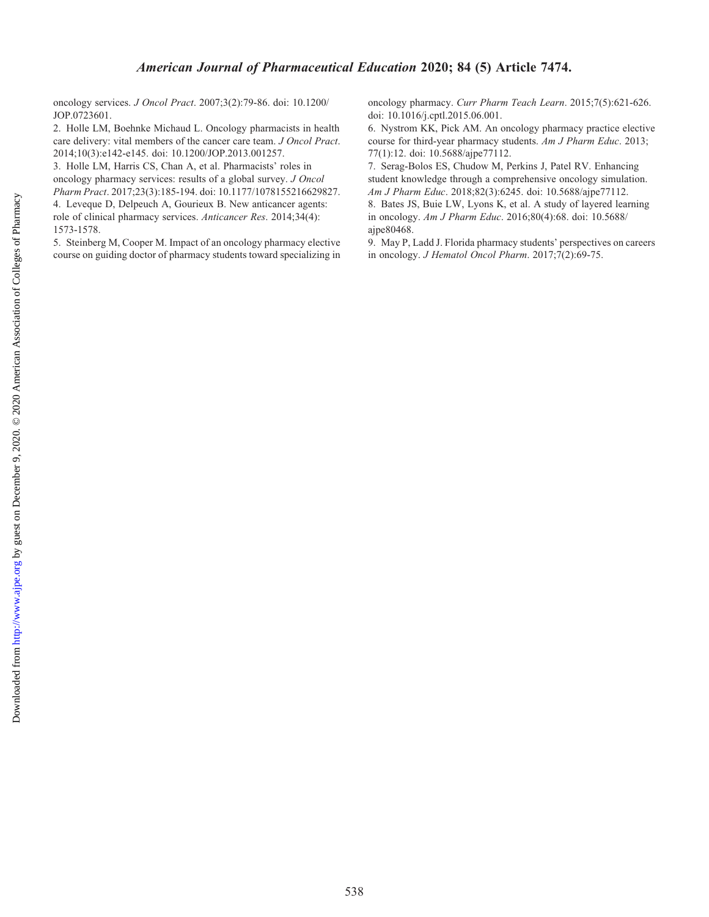oncology services. *J Oncol Pract*. 2007;3(2):79-86. doi: 10.1200/JOP.0723601.

2. Holle LM, Boehnke Michaud L. Oncology pharmacists in health care delivery: vital members of the cancer care team. *J Oncol Pract*. 2014;10(3):e142-e145. doi: 10.1200/JOP.2013.001257.

3. Holle LM, Harris CS, Chan A, et al. Pharmacists' roles in oncology pharmacy services: results of a global survey. *J Oncol Pharm Pract*. 2017;23(3):185-194. doi: 10.1177/1078155216629827.

4. Leveque D, Delpeuch A, Gourieux B. New anticancer agents: role of clinical pharmacy services. *Anticancer Res*. 2014;34(4): 1573-1578.

5. Steinberg M, Cooper M. Impact of an oncology pharmacy elective course on guiding doctor of pharmacy students toward specializing in oncology pharmacy. *Curr Pharm Teach Learn*. 2015;7(5):621-626. doi: 10.1016/j.cptl.2015.06.001.

6. Nystrom KK, Pick AM. An oncology pharmacy practice elective course for third-year pharmacy students. *Am J Pharm Educ*. 2013; 77(1):12. doi: 10.5688/ajpe77112.

7. Serag-Bolos ES, Chudow M, Perkins J, Patel RV. Enhancing student knowledge through a comprehensive oncology simulation. *Am J Pharm Educ*. 2018;82(3):6245. doi: 10.5688/ajpe77112.

8. Bates JS, Buie LW, Lyons K, et al. A study of layered learning in oncology. *Am J Pharm Educ*. 2016;80(4):68. doi: 10.5688/ajpe80468.

9. May P, Ladd J. Florida pharmacy students' perspectives on careers in oncology. *J Hematol Oncol Pharm*. 2017;7(2):69-75.